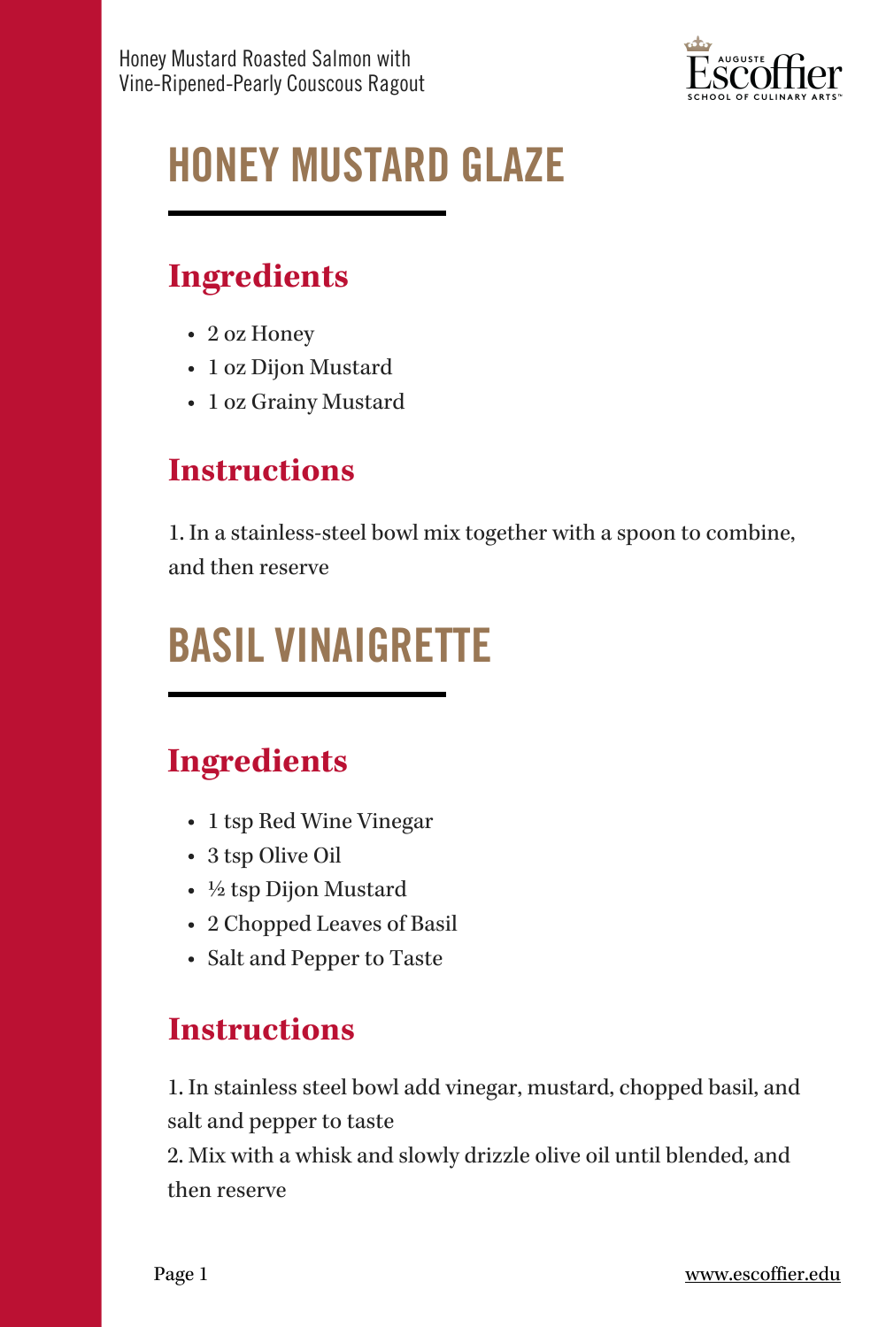# HONEY MUSTARD GLAZE

## Ingredients

- 2 oz Honey
- 1 oz Dijon Mustard
- 1 oz Grainy Mustard

## Instructions

1. In a stainless-steel bowl mix together with a spoon to combine, and then reserve

# BASIL VINAIGRETTE

## Ingredients

- 1 tsp Red Wine Vinegar
- 3 tsp Olive Oil
- ½ tsp Dijon Mustard
- 2 Chopped Leaves of Basil
- Salt and Pepper to Taste

## Instructions

1. In stainless steel bowl add vinegar, mustard, chopped basil, and salt and pepper to taste
2. Mix with a whisk and slowly drizzle olive oil until blended, and then reserve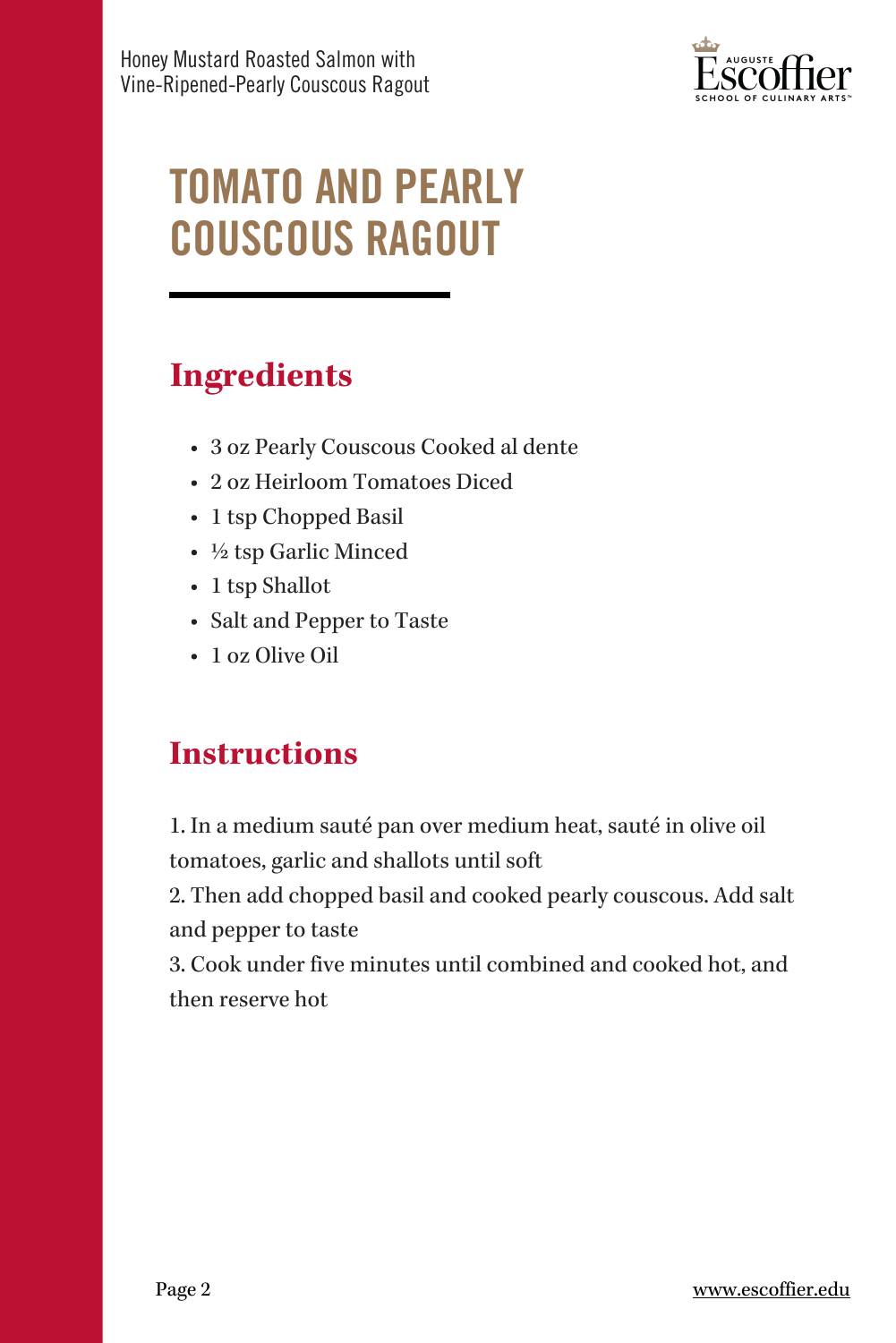# TOMATO AND PEARLY COUSCOUS RAGOUT

## Ingredients

- 3 oz Pearly Couscous Cooked al dente
- 2 oz Heirloom Tomatoes Diced
- 1 tsp Chopped Basil
- ½ tsp Garlic Minced
- 1 tsp Shallot
- Salt and Pepper to Taste
- 1 oz Olive Oil

## Instructions

1. In a medium sauté pan over medium heat, sauté in olive oil tomatoes, garlic and shallots until soft
2. Then add chopped basil and cooked pearly couscous. Add salt and pepper to taste
3. Cook under five minutes until combined and cooked hot, and then reserve hot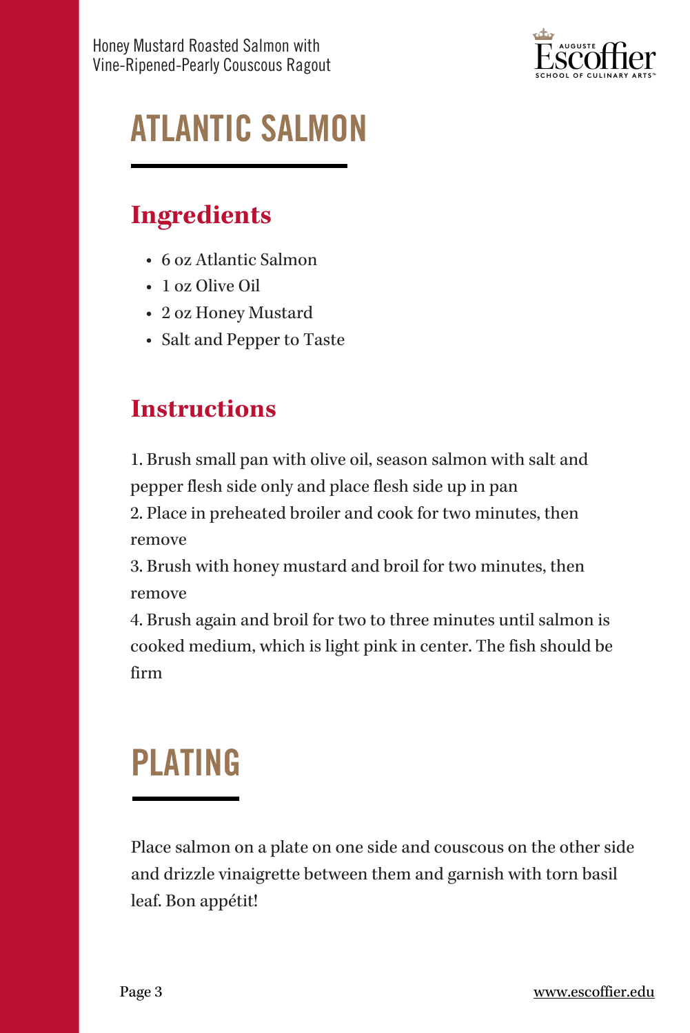# ATLANTIC SALMON

## Ingredients

- 6 oz Atlantic Salmon
- 1 oz Olive Oil
- 2 oz Honey Mustard
- Salt and Pepper to Taste

## Instructions

1. Brush small pan with olive oil, season salmon with salt and pepper flesh side only and place flesh side up in pan
2. Place in preheated broiler and cook for two minutes, then remove
3. Brush with honey mustard and broil for two minutes, then remove
4. Brush again and broil for two to three minutes until salmon is cooked medium, which is light pink in center. The fish should be firm

# PLATING

Place salmon on a plate on one side and couscous on the other side and drizzle vinaigrette between them and garnish with torn basil leaf. Bon appétit!